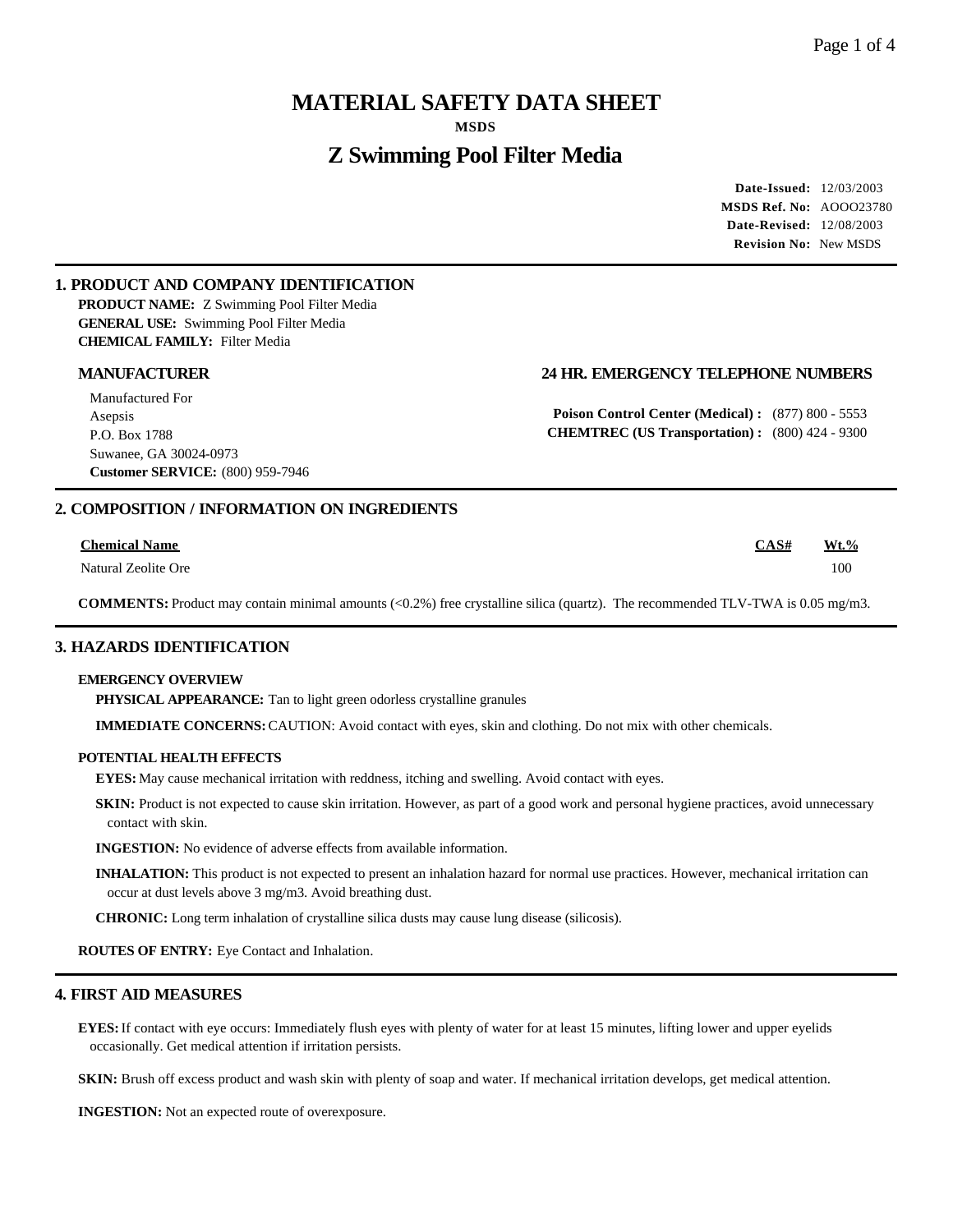# MATERIAL SAFETY DATA SHEET

**MSDS**

# Z Swimming Pool Filter Media

**Date-Issued:** 12/03/2003
**MSDS Ref. No:** AOOO23780
**Date-Revised:** 12/08/2003
**Revision No:** New MSDS

## 1. PRODUCT AND COMPANY IDENTIFICATION

**PRODUCT NAME:** Z Swimming Pool Filter Media
**GENERAL USE:** Swimming Pool Filter Media
**CHEMICAL FAMILY:** Filter Media

### MANUFACTURER

Manufactured For
Asepsis
P.O. Box 1788
Suwanee, GA 30024-0973
**Customer SERVICE:** (800) 959-7946

### 24 HR. EMERGENCY TELEPHONE NUMBERS

**Poison Control Center (Medical) :** (877) 800 - 5553
**CHEMTREC (US Transportation) :** (800) 424 - 9300

## 2. COMPOSITION / INFORMATION ON INGREDIENTS

| Chemical Name | CAS# | Wt.% |
|---|---|---|
| Natural Zeolite Ore | | 100 |

**COMMENTS:** Product may contain minimal amounts (<0.2%) free crystalline silica (quartz). The recommended TLV-TWA is 0.05 mg/m3.

## 3. HAZARDS IDENTIFICATION

### EMERGENCY OVERVIEW

**PHYSICAL APPEARANCE:** Tan to light green odorless crystalline granules

**IMMEDIATE CONCERNS:** CAUTION: Avoid contact with eyes, skin and clothing. Do not mix with other chemicals.

### POTENTIAL HEALTH EFFECTS

**EYES:** May cause mechanical irritation with reddness, itching and swelling. Avoid contact with eyes.

**SKIN:** Product is not expected to cause skin irritation. However, as part of a good work and personal hygiene practices, avoid unnecessary contact with skin.

**INGESTION:** No evidence of adverse effects from available information.

**INHALATION:** This product is not expected to present an inhalation hazard for normal use practices. However, mechanical irritation can occur at dust levels above 3 mg/m3. Avoid breathing dust.

**CHRONIC:** Long term inhalation of crystalline silica dusts may cause lung disease (silicosis).

**ROUTES OF ENTRY:** Eye Contact and Inhalation.

## 4. FIRST AID MEASURES

**EYES:** If contact with eye occurs: Immediately flush eyes with plenty of water for at least 15 minutes, lifting lower and upper eyelids occasionally. Get medical attention if irritation persists.

**SKIN:** Brush off excess product and wash skin with plenty of soap and water. If mechanical irritation develops, get medical attention.

**INGESTION:** Not an expected route of overexposure.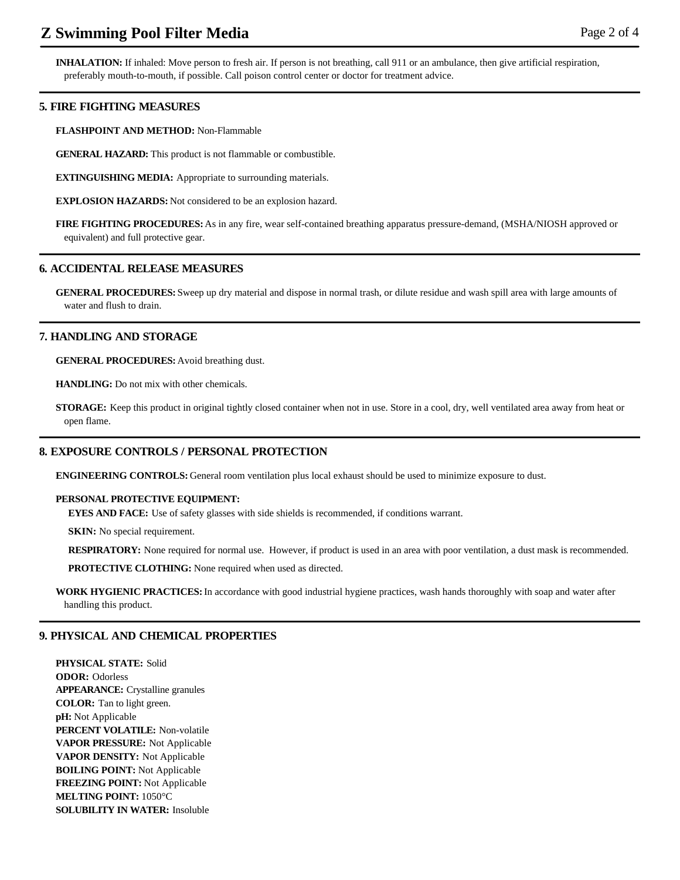**INHALATION:** If inhaled: Move person to fresh air. If person is not breathing, call 911 or an ambulance, then give artificial respiration, preferably mouth-to-mouth, if possible. Call poison control center or doctor for treatment advice.

## 5. FIRE FIGHTING MEASURES

**FLASHPOINT AND METHOD:** Non-Flammable

**GENERAL HAZARD:** This product is not flammable or combustible.

**EXTINGUISHING MEDIA:** Appropriate to surrounding materials.

**EXPLOSION HAZARDS:** Not considered to be an explosion hazard.

**FIRE FIGHTING PROCEDURES:** As in any fire, wear self-contained breathing apparatus pressure-demand, (MSHA/NIOSH approved or equivalent) and full protective gear.

## 6. ACCIDENTAL RELEASE MEASURES

**GENERAL PROCEDURES:** Sweep up dry material and dispose in normal trash, or dilute residue and wash spill area with large amounts of water and flush to drain.

## 7. HANDLING AND STORAGE

**GENERAL PROCEDURES:** Avoid breathing dust.

**HANDLING:** Do not mix with other chemicals.

**STORAGE:** Keep this product in original tightly closed container when not in use. Store in a cool, dry, well ventilated area away from heat or open flame.

## 8. EXPOSURE CONTROLS / PERSONAL PROTECTION

**ENGINEERING CONTROLS:** General room ventilation plus local exhaust should be used to minimize exposure to dust.

**PERSONAL PROTECTIVE EQUIPMENT:**

**EYES AND FACE:** Use of safety glasses with side shields is recommended, if conditions warrant.

**SKIN:** No special requirement.

**RESPIRATORY:** None required for normal use. However, if product is used in an area with poor ventilation, a dust mask is recommended.

**PROTECTIVE CLOTHING:** None required when used as directed.

**WORK HYGIENIC PRACTICES:** In accordance with good industrial hygiene practices, wash hands thoroughly with soap and water after handling this product.

## 9. PHYSICAL AND CHEMICAL PROPERTIES

**PHYSICAL STATE:** Solid
**ODOR:** Odorless
**APPEARANCE:** Crystalline granules
**COLOR:** Tan to light green.
**pH:** Not Applicable
**PERCENT VOLATILE:** Non-volatile
**VAPOR PRESSURE:** Not Applicable
**VAPOR DENSITY:** Not Applicable
**BOILING POINT:** Not Applicable
**FREEZING POINT:** Not Applicable
**MELTING POINT:** 1050°C
**SOLUBILITY IN WATER:** Insoluble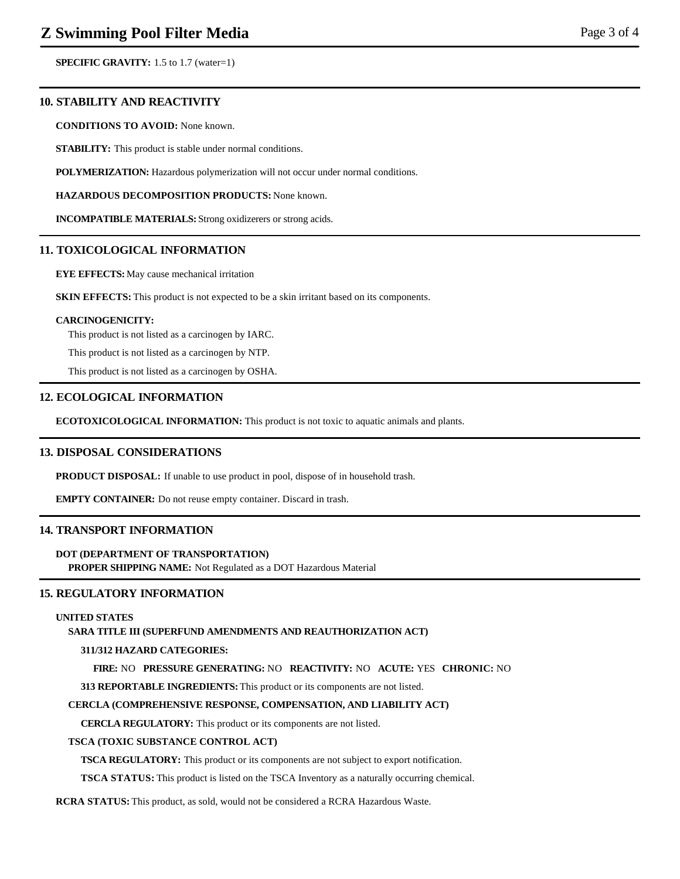**SPECIFIC GRAVITY:** 1.5 to 1.7 (water=1)

## 10. STABILITY AND REACTIVITY

**CONDITIONS TO AVOID:** None known.

**STABILITY:** This product is stable under normal conditions.

**POLYMERIZATION:** Hazardous polymerization will not occur under normal conditions.

**HAZARDOUS DECOMPOSITION PRODUCTS:** None known.

**INCOMPATIBLE MATERIALS:** Strong oxidizerers or strong acids.

## 11. TOXICOLOGICAL INFORMATION

**EYE EFFECTS:** May cause mechanical irritation

**SKIN EFFECTS:** This product is not expected to be a skin irritant based on its components.

**CARCINOGENICITY:**

This product is not listed as a carcinogen by IARC.

This product is not listed as a carcinogen by NTP.

This product is not listed as a carcinogen by OSHA.

## 12. ECOLOGICAL INFORMATION

**ECOTOXICOLOGICAL INFORMATION:** This product is not toxic to aquatic animals and plants.

## 13. DISPOSAL CONSIDERATIONS

**PRODUCT DISPOSAL:** If unable to use product in pool, dispose of in household trash.

**EMPTY CONTAINER:** Do not reuse empty container. Discard in trash.

## 14. TRANSPORT INFORMATION

**DOT (DEPARTMENT OF TRANSPORTATION)**

**PROPER SHIPPING NAME:** Not Regulated as a DOT Hazardous Material

## 15. REGULATORY INFORMATION

**UNITED STATES**

**SARA TITLE III (SUPERFUND AMENDMENTS AND REAUTHORIZATION ACT)**

**311/312 HAZARD CATEGORIES:**

**FIRE:** NO **PRESSURE GENERATING:** NO **REACTIVITY:** NO **ACUTE:** YES **CHRONIC:** NO

**313 REPORTABLE INGREDIENTS:** This product or its components are not listed.

**CERCLA (COMPREHENSIVE RESPONSE, COMPENSATION, AND LIABILITY ACT)**

**CERCLA REGULATORY:** This product or its components are not listed.

**TSCA (TOXIC SUBSTANCE CONTROL ACT)**

**TSCA REGULATORY:** This product or its components are not subject to export notification.

**TSCA STATUS:** This product is listed on the TSCA Inventory as a naturally occurring chemical.

**RCRA STATUS:** This product, as sold, would not be considered a RCRA Hazardous Waste.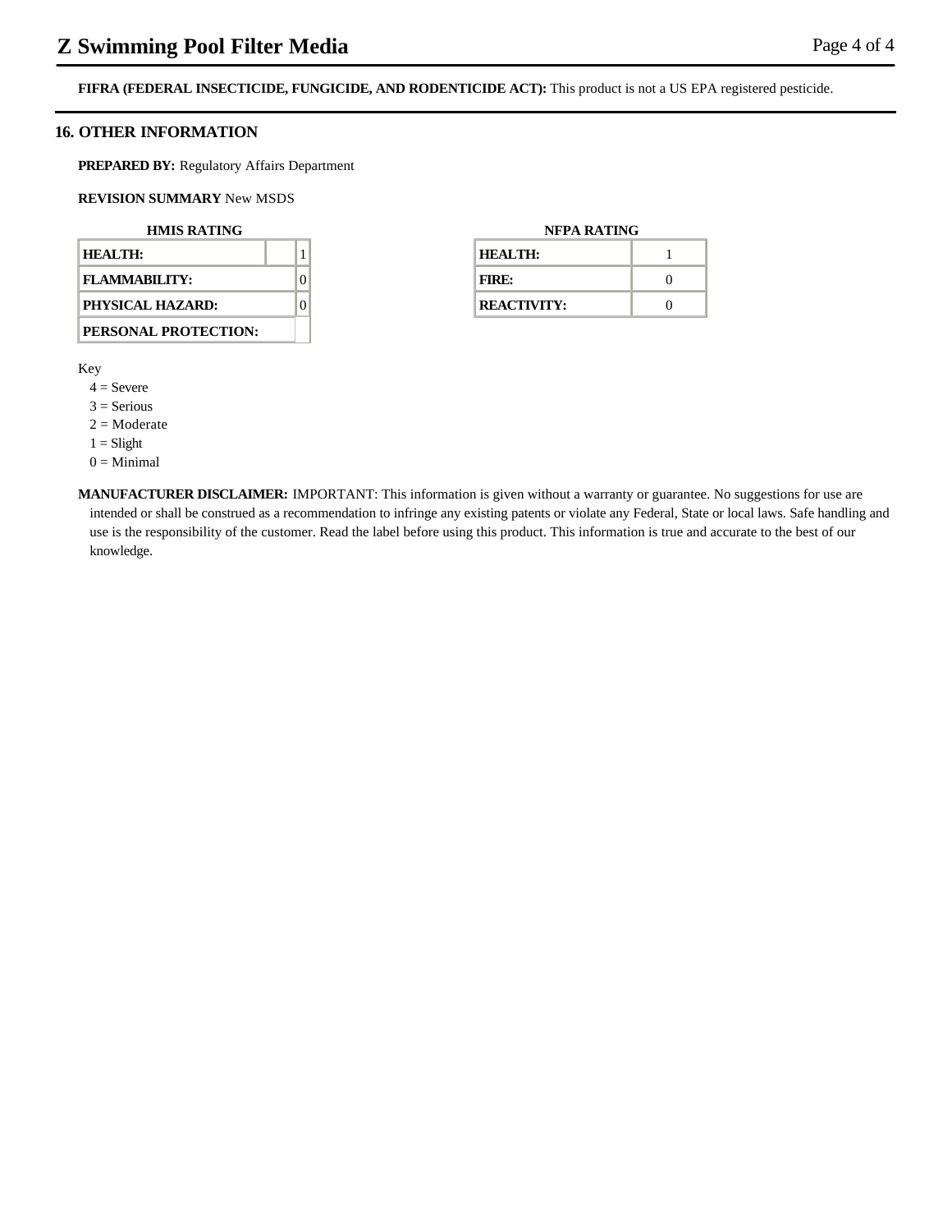**FIFRA (FEDERAL INSECTICIDE, FUNGICIDE, AND RODENTICIDE ACT):** This product is not a US EPA registered pesticide.

## 16. OTHER INFORMATION

**PREPARED BY:** Regulatory Affairs Department

**REVISION SUMMARY** New MSDS

**HMIS RATING**

| | | |
|---|---|---|
| **HEALTH:** | | 1 |
| **FLAMMABILITY:** | | 0 |
| **PHYSICAL HAZARD:** | | 0 |
| **PERSONAL PROTECTION:** | | |

**NFPA RATING**

| | |
|---|---|
| **HEALTH:** | 1 |
| **FIRE:** | 0 |
| **REACTIVITY:** | 0 |

Key

- 4 = Severe
- 3 = Serious
- 2 = Moderate
- 1 = Slight
- 0 = Minimal

**MANUFACTURER DISCLAIMER:** IMPORTANT: This information is given without a warranty or guarantee. No suggestions for use are intended or shall be construed as a recommendation to infringe any existing patents or violate any Federal, State or local laws. Safe handling and use is the responsibility of the customer. Read the label before using this product. This information is true and accurate to the best of our knowledge.